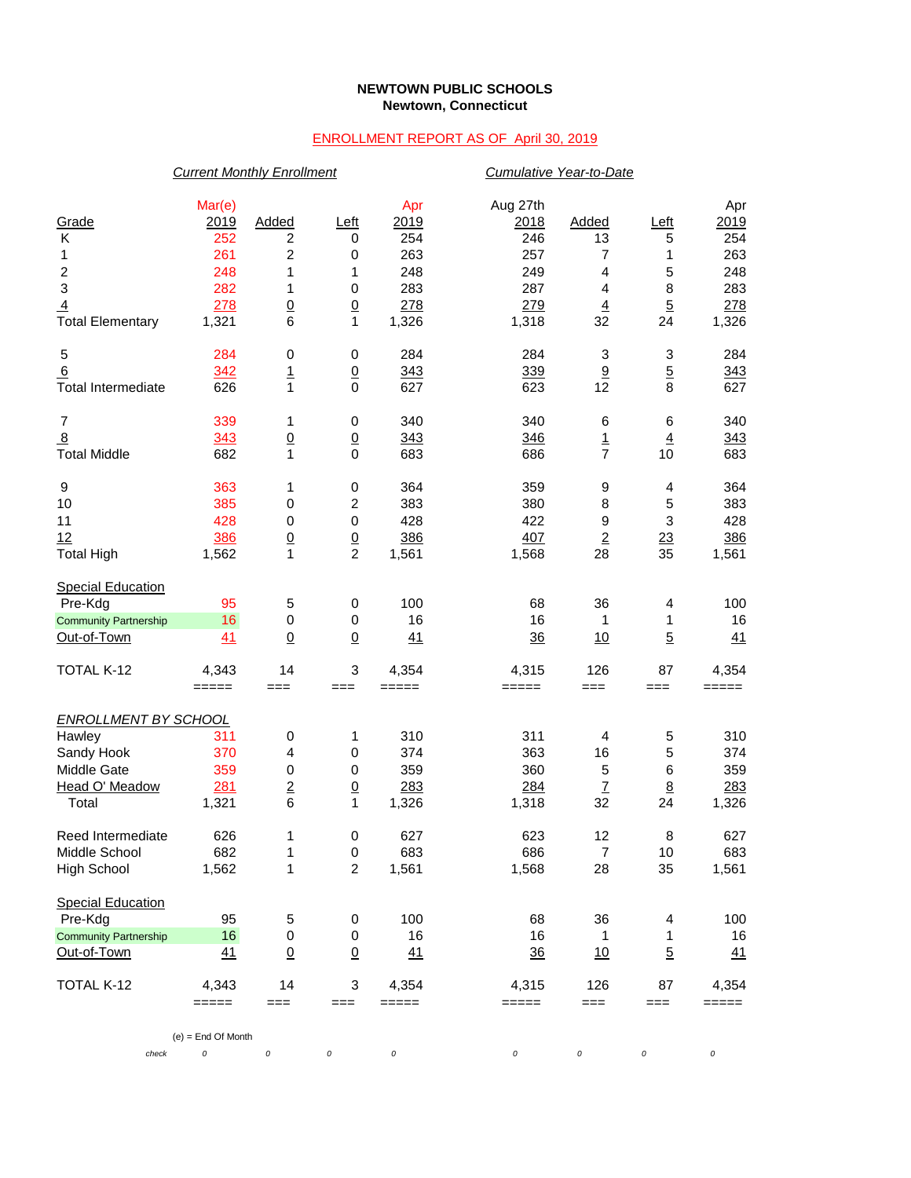**NEWTOWN PUBLIC SCHOOLS**
**Newtown, Connecticut**

ENROLLMENT REPORT AS OF April 30, 2019

| | *Current Monthly Enrollment* | | | | *Cumulative Year-to-Date* | | | |
|---|---|---|---|---|---|---|---|---|
| Grade | Mar(e) 2019 | Added | Left | Apr 2019 | Aug 27th 2018 | Added | Left | Apr 2019 |
| K | 252 | 2 | 0 | 254 | 246 | 13 | 5 | 254 |
| 1 | 261 | 2 | 0 | 263 | 257 | 7 | 1 | 263 |
| 2 | 248 | 1 | 1 | 248 | 249 | 4 | 5 | 248 |
| 3 | 282 | 1 | 0 | 283 | 287 | 4 | 8 | 283 |
| 4 | 278 | 0 | 0 | 278 | 279 | 4 | 5 | 278 |
| Total Elementary | 1,321 | 6 | 1 | 1,326 | 1,318 | 32 | 24 | 1,326 |
| 5 | 284 | 0 | 0 | 284 | 284 | 3 | 3 | 284 |
| 6 | 342 | 1 | 0 | 343 | 339 | 9 | 5 | 343 |
| Total Intermediate | 626 | 1 | 0 | 627 | 623 | 12 | 8 | 627 |
| 7 | 339 | 1 | 0 | 340 | 340 | 6 | 6 | 340 |
| 8 | 343 | 0 | 0 | 343 | 346 | 1 | 4 | 343 |
| Total Middle | 682 | 1 | 0 | 683 | 686 | 7 | 10 | 683 |
| 9 | 363 | 1 | 0 | 364 | 359 | 9 | 4 | 364 |
| 10 | 385 | 0 | 2 | 383 | 380 | 8 | 5 | 383 |
| 11 | 428 | 0 | 0 | 428 | 422 | 9 | 3 | 428 |
| 12 | 386 | 0 | 0 | 386 | 407 | 2 | 23 | 386 |
| Total High | 1,562 | 1 | 2 | 1,561 | 1,568 | 28 | 35 | 1,561 |
| Special Education | | | | | | | | |
| Pre-Kdg | 95 | 5 | 0 | 100 | 68 | 36 | 4 | 100 |
| Community Partnership | 16 | 0 | 0 | 16 | 16 | 1 | 1 | 16 |
| Out-of-Town | 41 | 0 | 0 | 41 | 36 | 10 | 5 | 41 |
| TOTAL K-12 | 4,343 | 14 | 3 | 4,354 | 4,315 | 126 | 87 | 4,354 |
| | ===== | === | === | ===== | ===== | === | === | ===== |
| *ENROLLMENT BY SCHOOL* | | | | | | | | |
| Hawley | 311 | 0 | 1 | 310 | 311 | 4 | 5 | 310 |
| Sandy Hook | 370 | 4 | 0 | 374 | 363 | 16 | 5 | 374 |
| Middle Gate | 359 | 0 | 0 | 359 | 360 | 5 | 6 | 359 |
| Head O' Meadow | 281 | 2 | 0 | 283 | 284 | 7 | 8 | 283 |
| Total | 1,321 | 6 | 1 | 1,326 | 1,318 | 32 | 24 | 1,326 |
| Reed Intermediate | 626 | 1 | 0 | 627 | 623 | 12 | 8 | 627 |
| Middle School | 682 | 1 | 0 | 683 | 686 | 7 | 10 | 683 |
| High School | 1,562 | 1 | 2 | 1,561 | 1,568 | 28 | 35 | 1,561 |
| Special Education | | | | | | | | |
| Pre-Kdg | 95 | 5 | 0 | 100 | 68 | 36 | 4 | 100 |
| Community Partnership | 16 | 0 | 0 | 16 | 16 | 1 | 1 | 16 |
| Out-of-Town | 41 | 0 | 0 | 41 | 36 | 10 | 5 | 41 |
| TOTAL K-12 | 4,343 | 14 | 3 | 4,354 | 4,315 | 126 | 87 | 4,354 |
| | ===== | === | === | ===== | ===== | === | === | ===== |
| | (e) = End Of Month | | | | | | | |
| *check* | *0* | *0* | *0* | *0* | *0* | *0* | *0* | *0* |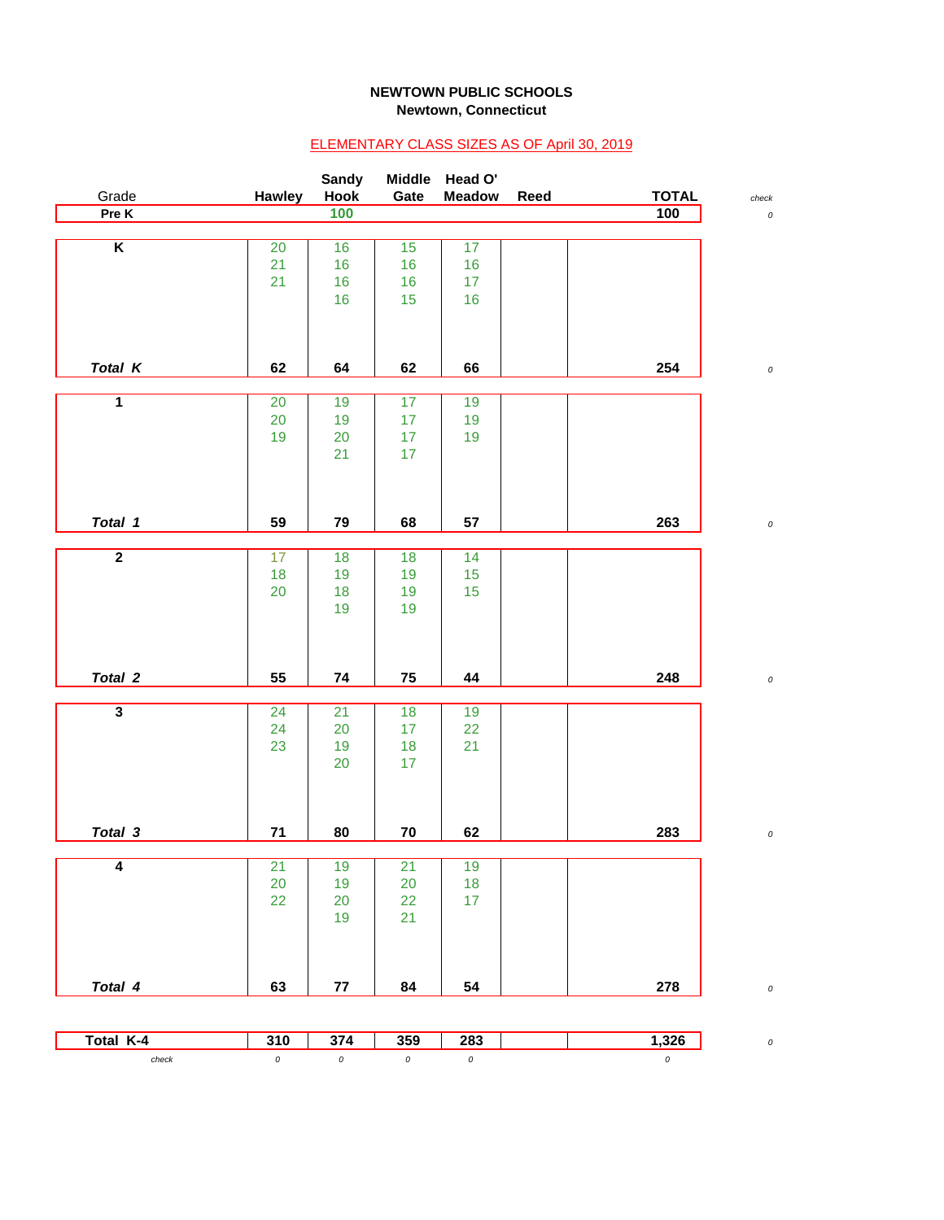**NEWTOWN PUBLIC SCHOOLS**
**Newtown, Connecticut**

ELEMENTARY CLASS SIZES AS OF April 30, 2019

| Grade | Hawley | Sandy Hook | Middle Gate | Head O' Meadow | Reed | TOTAL | check |
|---|---|---|---|---|---|---|---|
| **Pre K** | | 100 | | | | **100** | 0 |
| **K** | 20 | 16 | 15 | 17 | | | |
| | 21 | 16 | 16 | 16 | | | |
| | 21 | 16 | 16 | 17 | | | |
| | | 16 | 15 | 16 | | | |
| ***Total K*** | **62** | **64** | **62** | **66** | | **254** | 0 |
| **1** | 20 | 19 | 17 | 19 | | | |
| | 20 | 19 | 17 | 19 | | | |
| | 19 | 20 | 17 | 19 | | | |
| | | 21 | 17 | | | | |
| ***Total 1*** | **59** | **79** | **68** | **57** | | **263** | 0 |
| **2** | 17 | 18 | 18 | 14 | | | |
| | 18 | 19 | 19 | 15 | | | |
| | 20 | 18 | 19 | 15 | | | |
| | | 19 | 19 | | | | |
| ***Total 2*** | **55** | **74** | **75** | **44** | | **248** | 0 |
| **3** | 24 | 21 | 18 | 19 | | | |
| | 24 | 20 | 17 | 22 | | | |
| | 23 | 19 | 18 | 21 | | | |
| | | 20 | 17 | | | | |
| ***Total 3*** | **71** | **80** | **70** | **62** | | **283** | 0 |
| **4** | 21 | 19 | 21 | 19 | | | |
| | 20 | 19 | 20 | 18 | | | |
| | 22 | 20 | 22 | 17 | | | |
| | | 19 | 21 | | | | |
| ***Total 4*** | **63** | **77** | **84** | **54** | | **278** | 0 |
| **Total K-4** | **310** | **374** | **359** | **283** | | **1,326** | 0 |
| *check* | *0* | *0* | *0* | *0* | | *0* | |